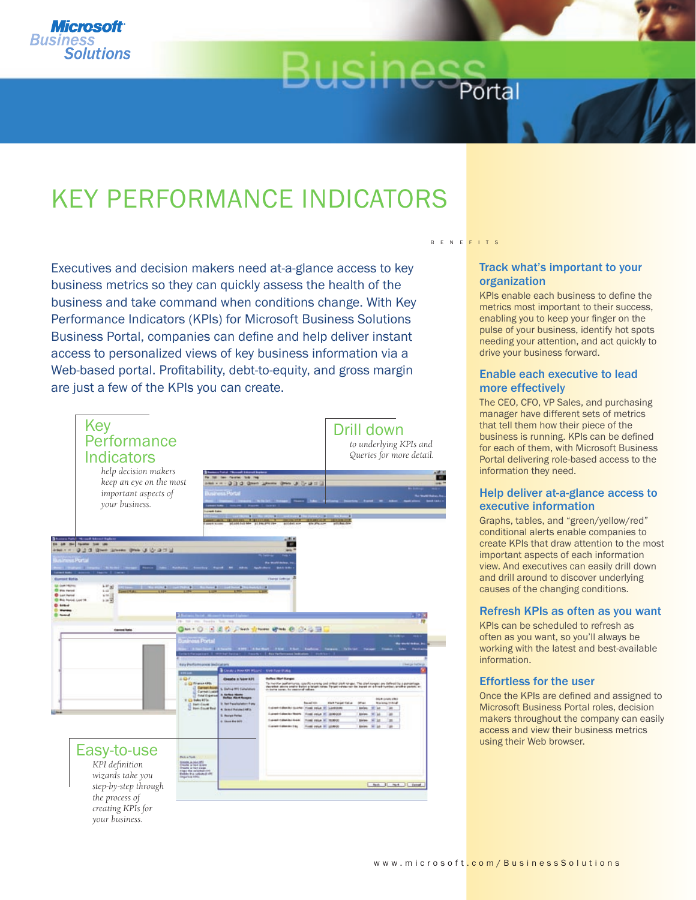Microsoft Business Solutions

# Business Portal

## KEY PERFORMANCE INDICATORS

Executives and decision makers need at-a-glance access to key business metrics so they can quickly assess the health of the business and take command when conditions change. With Key Performance Indicators (KPIs) for Microsoft Business Solutions Business Portal, companies can define and help deliver instant access to personalized views of key business information via a Web-based portal. Profitability, debt-to-equity, and gross margin are just a few of the KPIs you can create.

### Key Performance Indicators

*help decision makers keep an eye on the most important aspects of your business.*

### Drill down

*to underlying KPIs and Queries for more detail.*

### Easy-to-use

*KPI definition wizards take you step-by-step through the process of creating KPIs for your business.*

B E N E F I T S

### Track what's important to your organization

KPIs enable each business to define the metrics most important to their success, enabling you to keep your finger on the pulse of your business, identify hot spots needing your attention, and act quickly to drive your business forward.

### Enable each executive to lead more effectively

The CEO, CFO, VP Sales, and purchasing manager have different sets of metrics that tell them how their piece of the business is running. KPIs can be defined for each of them, with Microsoft Business Portal delivering role-based access to the information they need.

### Help deliver at-a-glance access to executive information

Graphs, tables, and "green/yellow/red" conditional alerts enable companies to create KPIs that draw attention to the most important aspects of each information view. And executives can easily drill down and drill around to discover underlying causes of the changing conditions.

### Refresh KPIs as often as you want

KPIs can be scheduled to refresh as often as you want, so you'll always be working with the latest and best-available information.

### Effortless for the user

Once the KPIs are defined and assigned to Microsoft Business Portal roles, decision makers throughout the company can easily access and view their business metrics using their Web browser.

www.microsoft.com/BusinessSolutions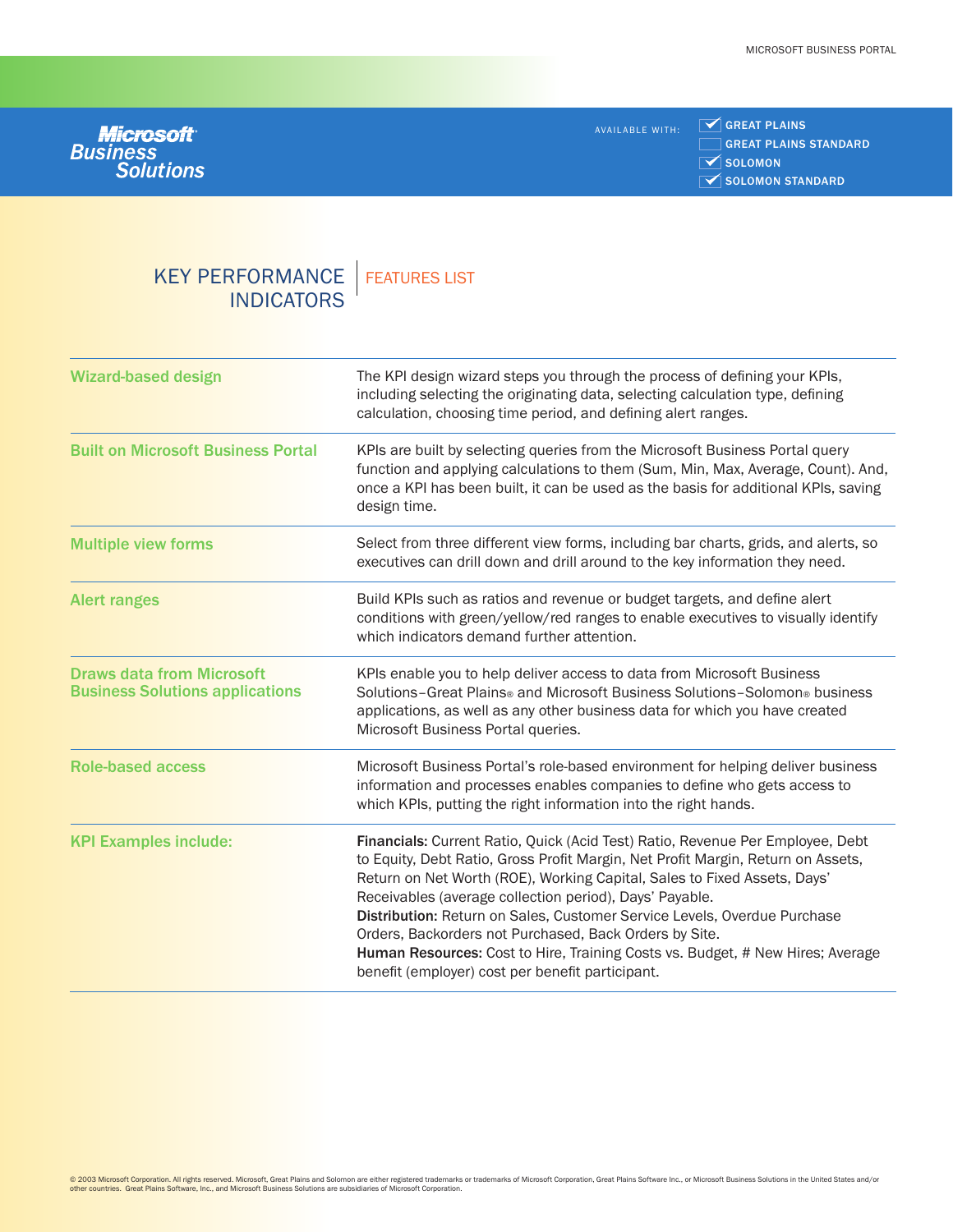Microsoft Business Solutions

AVAILABLE WITH:

- ☑ GREAT PLAINS
- ☐ GREAT PLAINS STANDARD
- ☑ SOLOMON
- ☑ SOLOMON STANDARD

# KEY PERFORMANCE INDICATORS | FEATURES LIST

| | |
|---|---|
| **Wizard-based design** | The KPI design wizard steps you through the process of defining your KPIs, including selecting the originating data, selecting calculation type, defining calculation, choosing time period, and defining alert ranges. |
| **Built on Microsoft Business Portal** | KPIs are built by selecting queries from the Microsoft Business Portal query function and applying calculations to them (Sum, Min, Max, Average, Count). And, once a KPI has been built, it can be used as the basis for additional KPIs, saving design time. |
| **Multiple view forms** | Select from three different view forms, including bar charts, grids, and alerts, so executives can drill down and drill around to the key information they need. |
| **Alert ranges** | Build KPIs such as ratios and revenue or budget targets, and define alert conditions with green/yellow/red ranges to enable executives to visually identify which indicators demand further attention. |
| **Draws data from Microsoft Business Solutions applications** | KPIs enable you to help deliver access to data from Microsoft Business Solutions–Great Plains® and Microsoft Business Solutions–Solomon® business applications, as well as any other business data for which you have created Microsoft Business Portal queries. |
| **Role-based access** | Microsoft Business Portal's role-based environment for helping deliver business information and processes enables companies to define who gets access to which KPIs, putting the right information into the right hands. |
| **KPI Examples include:** | **Financials:** Current Ratio, Quick (Acid Test) Ratio, Revenue Per Employee, Debt to Equity, Debt Ratio, Gross Profit Margin, Net Profit Margin, Return on Assets, Return on Net Worth (ROE), Working Capital, Sales to Fixed Assets, Days' Receivables (average collection period), Days' Payable. **Distribution:** Return on Sales, Customer Service Levels, Overdue Purchase Orders, Backorders not Purchased, Back Orders by Site. **Human Resources:** Cost to Hire, Training Costs vs. Budget, # New Hires; Average benefit (employer) cost per benefit participant. |

© 2003 Microsoft Corporation. All rights reserved. Microsoft, Great Plains and Solomon are either registered trademarks or trademarks of Microsoft Corporation, Great Plains Software Inc., or Microsoft Business Solutions in the United States and/or other countries. Great Plains Software, Inc., and Microsoft Business Solutions are subsidiaries of Microsoft Corporation.